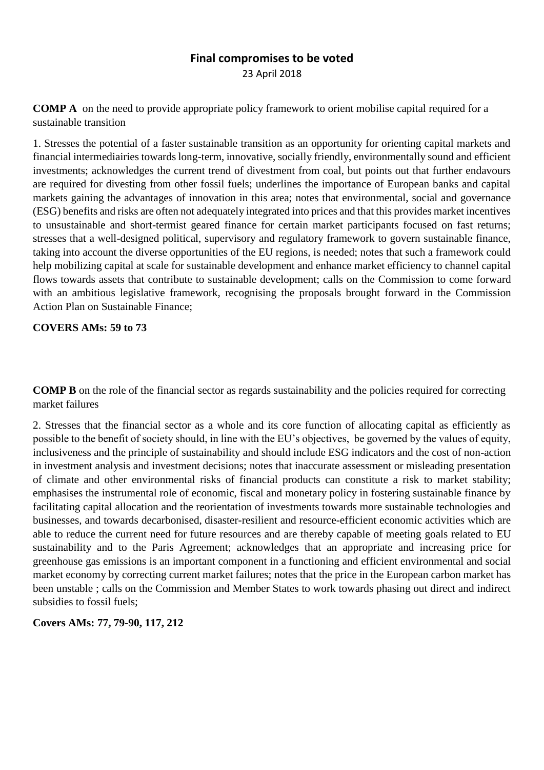# Final compromises to be voted

23 April 2018

**COMP A** on the need to provide appropriate policy framework to orient mobilise capital required for a sustainable transition

1. Stresses the potential of a faster sustainable transition as an opportunity for orienting capital markets and financial intermediairies towards long-term, innovative, socially friendly, environmentally sound and efficient investments; acknowledges the current trend of divestment from coal, but points out that further endavours are required for divesting from other fossil fuels; underlines the importance of European banks and capital markets gaining the advantages of innovation in this area; notes that environmental, social and governance (ESG) benefits and risks are often not adequately integrated into prices and that this provides market incentives to unsustainable and short-termist geared finance for certain market participants focused on fast returns; stresses that a well-designed political, supervisory and regulatory framework to govern sustainable finance, taking into account the diverse opportunities of the EU regions, is needed; notes that such a framework could help mobilizing capital at scale for sustainable development and enhance market efficiency to channel capital flows towards assets that contribute to sustainable development; calls on the Commission to come forward with an ambitious legislative framework, recognising the proposals brought forward in the Commission Action Plan on Sustainable Finance;

**COVERS AMs: 59 to 73**

**COMP B** on the role of the financial sector as regards sustainability and the policies required for correcting market failures

2. Stresses that the financial sector as a whole and its core function of allocating capital as efficiently as possible to the benefit of society should, in line with the EU's objectives, be governed by the values of equity, inclusiveness and the principle of sustainability and should include ESG indicators and the cost of non-action in investment analysis and investment decisions; notes that inaccurate assessment or misleading presentation of climate and other environmental risks of financial products can constitute a risk to market stability; emphasises the instrumental role of economic, fiscal and monetary policy in fostering sustainable finance by facilitating capital allocation and the reorientation of investments towards more sustainable technologies and businesses, and towards decarbonised, disaster-resilient and resource-efficient economic activities which are able to reduce the current need for future resources and are thereby capable of meeting goals related to EU sustainability and to the Paris Agreement; acknowledges that an appropriate and increasing price for greenhouse gas emissions is an important component in a functioning and efficient environmental and social market economy by correcting current market failures; notes that the price in the European carbon market has been unstable ; calls on the Commission and Member States to work towards phasing out direct and indirect subsidies to fossil fuels;

**Covers AMs: 77, 79-90, 117, 212**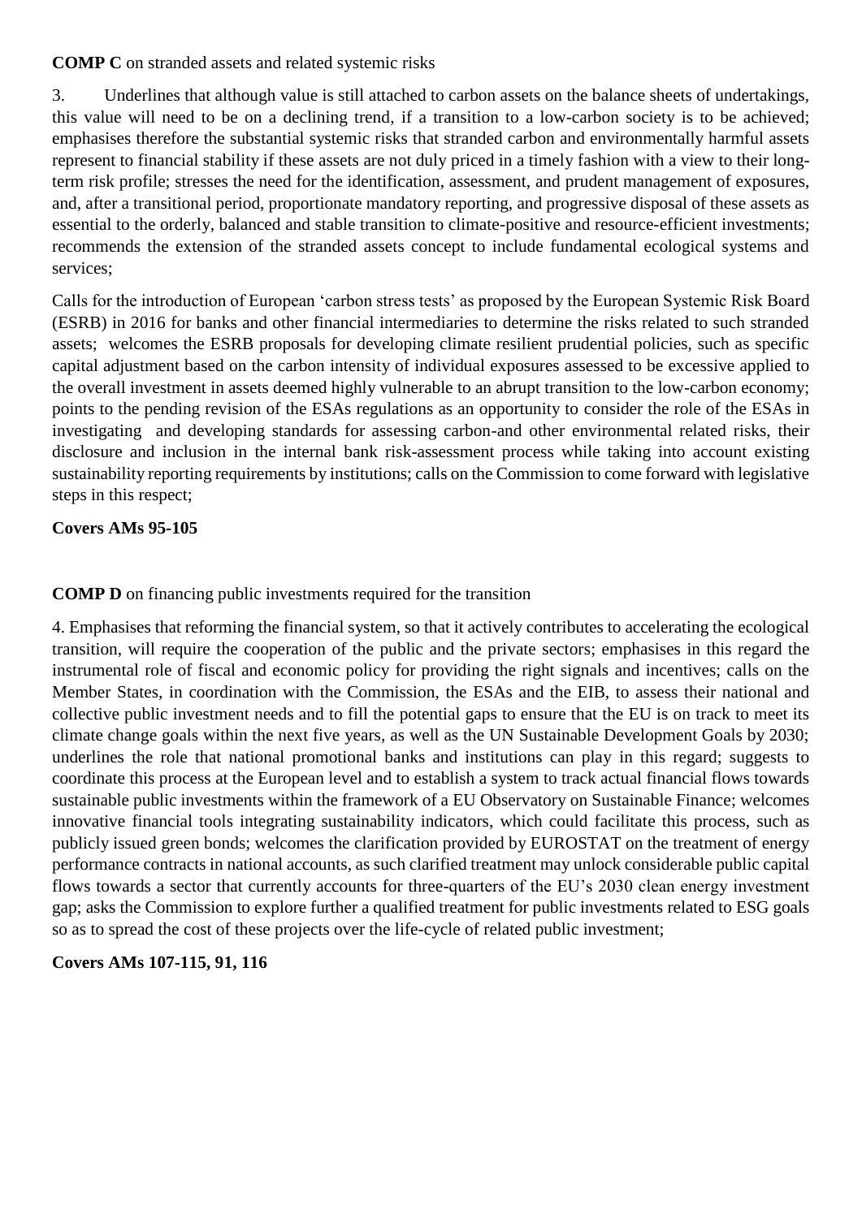**COMP C** on stranded assets and related systemic risks

3. Underlines that although value is still attached to carbon assets on the balance sheets of undertakings, this value will need to be on a declining trend, if a transition to a low-carbon society is to be achieved; emphasises therefore the substantial systemic risks that stranded carbon and environmentally harmful assets represent to financial stability if these assets are not duly priced in a timely fashion with a view to their long-term risk profile; stresses the need for the identification, assessment, and prudent management of exposures, and, after a transitional period, proportionate mandatory reporting, and progressive disposal of these assets as essential to the orderly, balanced and stable transition to climate-positive and resource-efficient investments; recommends the extension of the stranded assets concept to include fundamental ecological systems and services;

Calls for the introduction of European 'carbon stress tests' as proposed by the European Systemic Risk Board (ESRB) in 2016 for banks and other financial intermediaries to determine the risks related to such stranded assets; welcomes the ESRB proposals for developing climate resilient prudential policies, such as specific capital adjustment based on the carbon intensity of individual exposures assessed to be excessive applied to the overall investment in assets deemed highly vulnerable to an abrupt transition to the low-carbon economy; points to the pending revision of the ESAs regulations as an opportunity to consider the role of the ESAs in investigating and developing standards for assessing carbon-and other environmental related risks, their disclosure and inclusion in the internal bank risk-assessment process while taking into account existing sustainability reporting requirements by institutions; calls on the Commission to come forward with legislative steps in this respect;

**Covers AMs 95-105**

**COMP D** on financing public investments required for the transition

4. Emphasises that reforming the financial system, so that it actively contributes to accelerating the ecological transition, will require the cooperation of the public and the private sectors; emphasises in this regard the instrumental role of fiscal and economic policy for providing the right signals and incentives; calls on the Member States, in coordination with the Commission, the ESAs and the EIB, to assess their national and collective public investment needs and to fill the potential gaps to ensure that the EU is on track to meet its climate change goals within the next five years, as well as the UN Sustainable Development Goals by 2030; underlines the role that national promotional banks and institutions can play in this regard; suggests to coordinate this process at the European level and to establish a system to track actual financial flows towards sustainable public investments within the framework of a EU Observatory on Sustainable Finance; welcomes innovative financial tools integrating sustainability indicators, which could facilitate this process, such as publicly issued green bonds; welcomes the clarification provided by EUROSTAT on the treatment of energy performance contracts in national accounts, as such clarified treatment may unlock considerable public capital flows towards a sector that currently accounts for three-quarters of the EU's 2030 clean energy investment gap; asks the Commission to explore further a qualified treatment for public investments related to ESG goals so as to spread the cost of these projects over the life-cycle of related public investment;

**Covers AMs 107-115, 91, 116**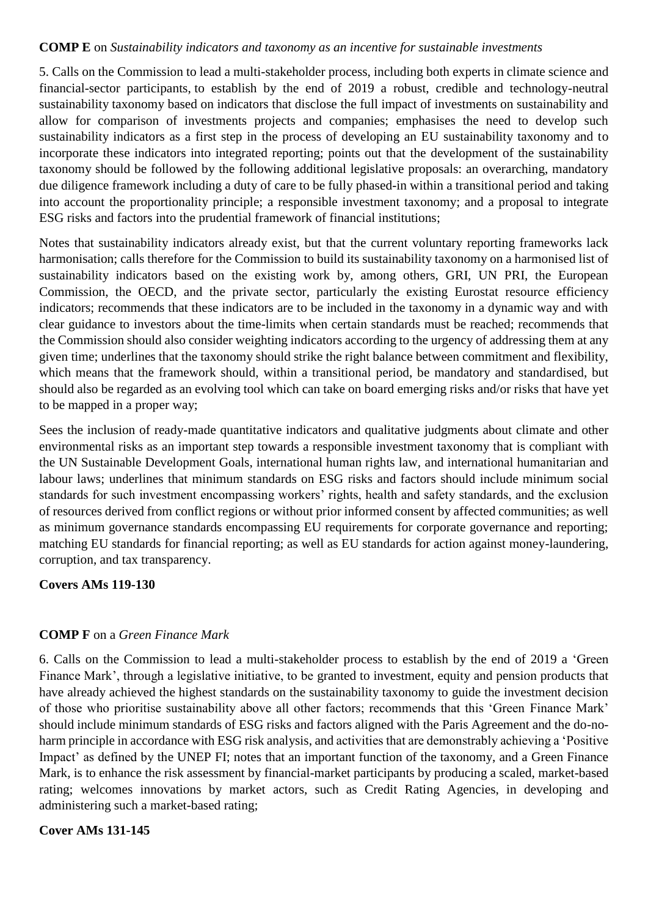**COMP E** on *Sustainability indicators and taxonomy as an incentive for sustainable investments*

5. Calls on the Commission to lead a multi-stakeholder process, including both experts in climate science and financial-sector participants, to establish by the end of 2019 a robust, credible and technology-neutral sustainability taxonomy based on indicators that disclose the full impact of investments on sustainability and allow for comparison of investments projects and companies; emphasises the need to develop such sustainability indicators as a first step in the process of developing an EU sustainability taxonomy and to incorporate these indicators into integrated reporting; points out that the development of the sustainability taxonomy should be followed by the following additional legislative proposals: an overarching, mandatory due diligence framework including a duty of care to be fully phased-in within a transitional period and taking into account the proportionality principle; a responsible investment taxonomy; and a proposal to integrate ESG risks and factors into the prudential framework of financial institutions;

Notes that sustainability indicators already exist, but that the current voluntary reporting frameworks lack harmonisation; calls therefore for the Commission to build its sustainability taxonomy on a harmonised list of sustainability indicators based on the existing work by, among others, GRI, UN PRI, the European Commission, the OECD, and the private sector, particularly the existing Eurostat resource efficiency indicators; recommends that these indicators are to be included in the taxonomy in a dynamic way and with clear guidance to investors about the time-limits when certain standards must be reached; recommends that the Commission should also consider weighting indicators according to the urgency of addressing them at any given time; underlines that the taxonomy should strike the right balance between commitment and flexibility, which means that the framework should, within a transitional period, be mandatory and standardised, but should also be regarded as an evolving tool which can take on board emerging risks and/or risks that have yet to be mapped in a proper way;

Sees the inclusion of ready-made quantitative indicators and qualitative judgments about climate and other environmental risks as an important step towards a responsible investment taxonomy that is compliant with the UN Sustainable Development Goals, international human rights law, and international humanitarian and labour laws; underlines that minimum standards on ESG risks and factors should include minimum social standards for such investment encompassing workers' rights, health and safety standards, and the exclusion of resources derived from conflict regions or without prior informed consent by affected communities; as well as minimum governance standards encompassing EU requirements for corporate governance and reporting; matching EU standards for financial reporting; as well as EU standards for action against money-laundering, corruption, and tax transparency.

**Covers AMs 119-130**

**COMP F** on a *Green Finance Mark*

6. Calls on the Commission to lead a multi-stakeholder process to establish by the end of 2019 a 'Green Finance Mark', through a legislative initiative, to be granted to investment, equity and pension products that have already achieved the highest standards on the sustainability taxonomy to guide the investment decision of those who prioritise sustainability above all other factors; recommends that this 'Green Finance Mark' should include minimum standards of ESG risks and factors aligned with the Paris Agreement and the do-no-harm principle in accordance with ESG risk analysis, and activities that are demonstrably achieving a 'Positive Impact' as defined by the UNEP FI; notes that an important function of the taxonomy, and a Green Finance Mark, is to enhance the risk assessment by financial-market participants by producing a scaled, market-based rating; welcomes innovations by market actors, such as Credit Rating Agencies, in developing and administering such a market-based rating;

**Cover AMs 131-145**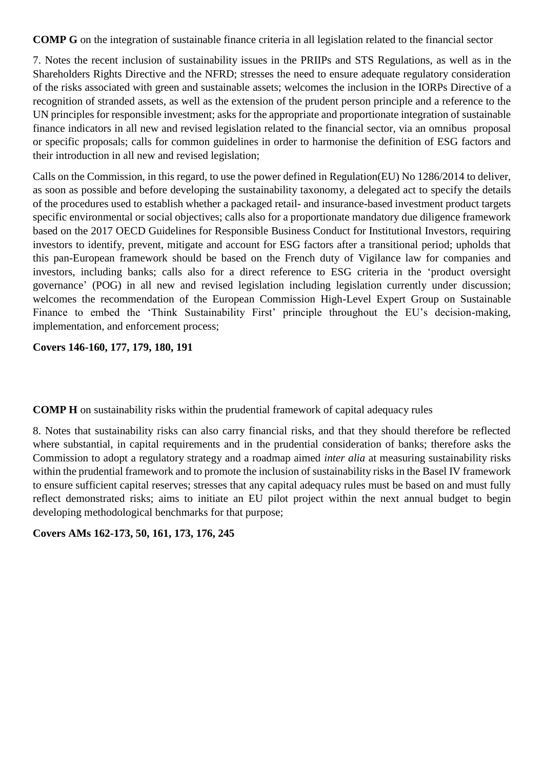**COMP G** on the integration of sustainable finance criteria in all legislation related to the financial sector

7. Notes the recent inclusion of sustainability issues in the PRIIPs and STS Regulations, as well as in the Shareholders Rights Directive and the NFRD; stresses the need to ensure adequate regulatory consideration of the risks associated with green and sustainable assets; welcomes the inclusion in the IORPs Directive of a recognition of stranded assets, as well as the extension of the prudent person principle and a reference to the UN principles for responsible investment; asks for the appropriate and proportionate integration of sustainable finance indicators in all new and revised legislation related to the financial sector, via an omnibus proposal or specific proposals; calls for common guidelines in order to harmonise the definition of ESG factors and their introduction in all new and revised legislation;

Calls on the Commission, in this regard, to use the power defined in Regulation(EU) No 1286/2014 to deliver, as soon as possible and before developing the sustainability taxonomy, a delegated act to specify the details of the procedures used to establish whether a packaged retail- and insurance-based investment product targets specific environmental or social objectives; calls also for a proportionate mandatory due diligence framework based on the 2017 OECD Guidelines for Responsible Business Conduct for Institutional Investors, requiring investors to identify, prevent, mitigate and account for ESG factors after a transitional period; upholds that this pan-European framework should be based on the French duty of Vigilance law for companies and investors, including banks; calls also for a direct reference to ESG criteria in the 'product oversight governance' (POG) in all new and revised legislation including legislation currently under discussion; welcomes the recommendation of the European Commission High-Level Expert Group on Sustainable Finance to embed the 'Think Sustainability First' principle throughout the EU's decision-making, implementation, and enforcement process;

**Covers 146-160, 177, 179, 180, 191**

**COMP H** on sustainability risks within the prudential framework of capital adequacy rules

8. Notes that sustainability risks can also carry financial risks, and that they should therefore be reflected where substantial, in capital requirements and in the prudential consideration of banks; therefore asks the Commission to adopt a regulatory strategy and a roadmap aimed *inter alia* at measuring sustainability risks within the prudential framework and to promote the inclusion of sustainability risks in the Basel IV framework to ensure sufficient capital reserves; stresses that any capital adequacy rules must be based on and must fully reflect demonstrated risks; aims to initiate an EU pilot project within the next annual budget to begin developing methodological benchmarks for that purpose;

**Covers AMs 162-173, 50, 161, 173, 176, 245**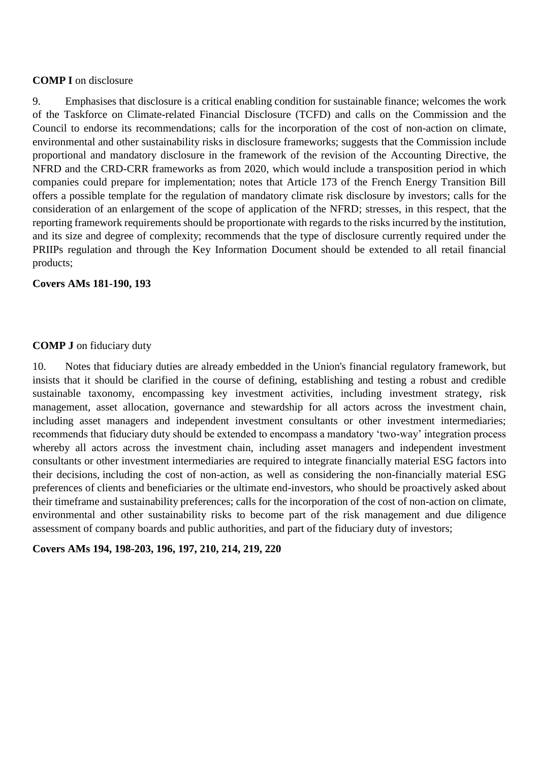**COMP I** on disclosure

9. Emphasises that disclosure is a critical enabling condition for sustainable finance; welcomes the work of the Taskforce on Climate-related Financial Disclosure (TCFD) and calls on the Commission and the Council to endorse its recommendations; calls for the incorporation of the cost of non-action on climate, environmental and other sustainability risks in disclosure frameworks; suggests that the Commission include proportional and mandatory disclosure in the framework of the revision of the Accounting Directive, the NFRD and the CRD-CRR frameworks as from 2020, which would include a transposition period in which companies could prepare for implementation; notes that Article 173 of the French Energy Transition Bill offers a possible template for the regulation of mandatory climate risk disclosure by investors; calls for the consideration of an enlargement of the scope of application of the NFRD; stresses, in this respect, that the reporting framework requirements should be proportionate with regards to the risks incurred by the institution, and its size and degree of complexity; recommends that the type of disclosure currently required under the PRIIPs regulation and through the Key Information Document should be extended to all retail financial products;

**Covers AMs 181-190, 193**

**COMP J** on fiduciary duty

10. Notes that fiduciary duties are already embedded in the Union's financial regulatory framework, but insists that it should be clarified in the course of defining, establishing and testing a robust and credible sustainable taxonomy, encompassing key investment activities, including investment strategy, risk management, asset allocation, governance and stewardship for all actors across the investment chain, including asset managers and independent investment consultants or other investment intermediaries; recommends that fiduciary duty should be extended to encompass a mandatory 'two-way' integration process whereby all actors across the investment chain, including asset managers and independent investment consultants or other investment intermediaries are required to integrate financially material ESG factors into their decisions, including the cost of non-action, as well as considering the non-financially material ESG preferences of clients and beneficiaries or the ultimate end-investors, who should be proactively asked about their timeframe and sustainability preferences; calls for the incorporation of the cost of non-action on climate, environmental and other sustainability risks to become part of the risk management and due diligence assessment of company boards and public authorities, and part of the fiduciary duty of investors;

**Covers AMs 194, 198-203, 196, 197, 210, 214, 219, 220**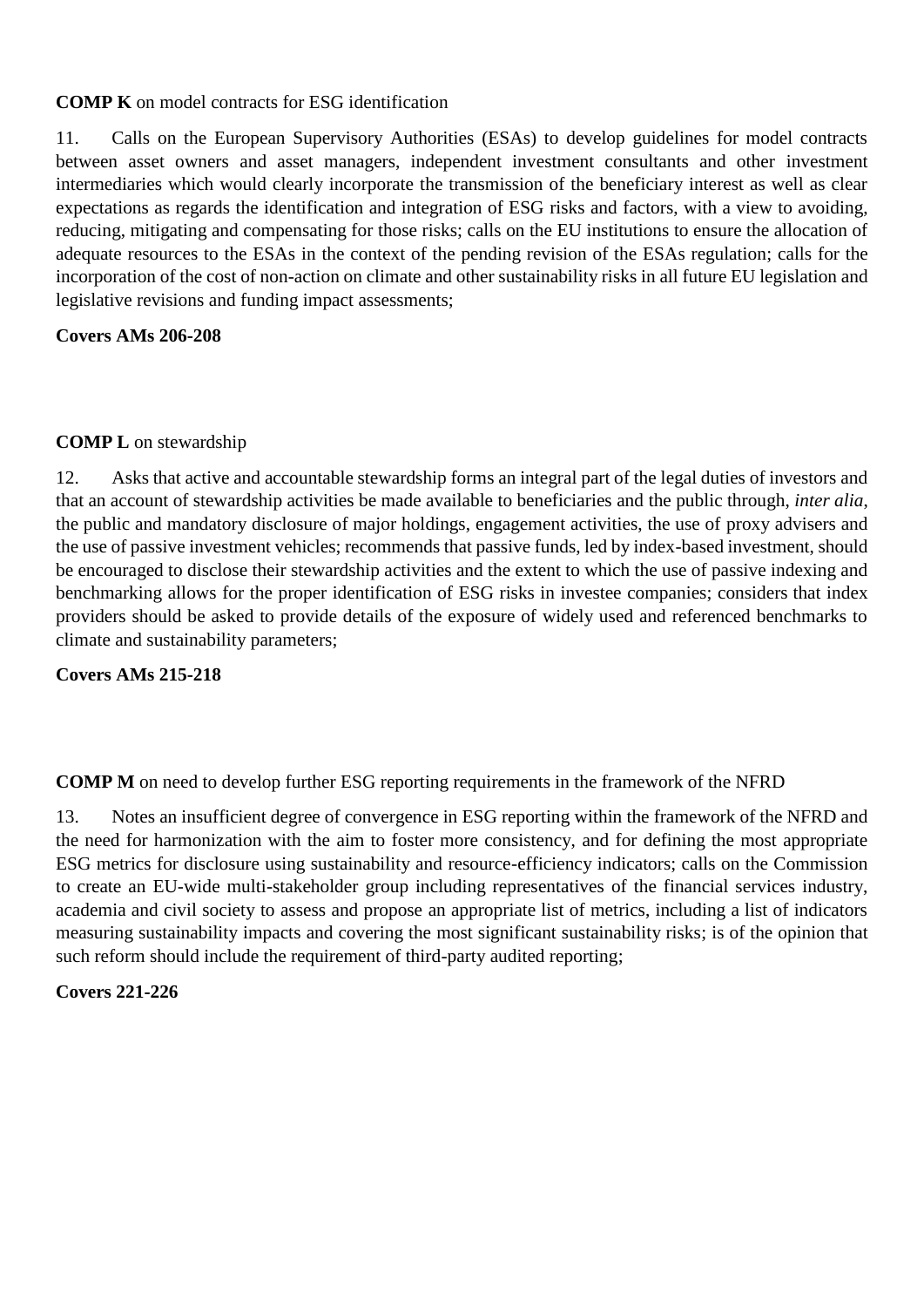**COMP K** on model contracts for ESG identification

11. Calls on the European Supervisory Authorities (ESAs) to develop guidelines for model contracts between asset owners and asset managers, independent investment consultants and other investment intermediaries which would clearly incorporate the transmission of the beneficiary interest as well as clear expectations as regards the identification and integration of ESG risks and factors, with a view to avoiding, reducing, mitigating and compensating for those risks; calls on the EU institutions to ensure the allocation of adequate resources to the ESAs in the context of the pending revision of the ESAs regulation; calls for the incorporation of the cost of non-action on climate and other sustainability risks in all future EU legislation and legislative revisions and funding impact assessments;

**Covers AMs 206-208**

**COMP L** on stewardship

12. Asks that active and accountable stewardship forms an integral part of the legal duties of investors and that an account of stewardship activities be made available to beneficiaries and the public through, *inter alia*, the public and mandatory disclosure of major holdings, engagement activities, the use of proxy advisers and the use of passive investment vehicles; recommends that passive funds, led by index-based investment, should be encouraged to disclose their stewardship activities and the extent to which the use of passive indexing and benchmarking allows for the proper identification of ESG risks in investee companies; considers that index providers should be asked to provide details of the exposure of widely used and referenced benchmarks to climate and sustainability parameters;

**Covers AMs 215-218**

**COMP M** on need to develop further ESG reporting requirements in the framework of the NFRD

13. Notes an insufficient degree of convergence in ESG reporting within the framework of the NFRD and the need for harmonization with the aim to foster more consistency, and for defining the most appropriate ESG metrics for disclosure using sustainability and resource-efficiency indicators; calls on the Commission to create an EU-wide multi-stakeholder group including representatives of the financial services industry, academia and civil society to assess and propose an appropriate list of metrics, including a list of indicators measuring sustainability impacts and covering the most significant sustainability risks; is of the opinion that such reform should include the requirement of third-party audited reporting;

**Covers 221-226**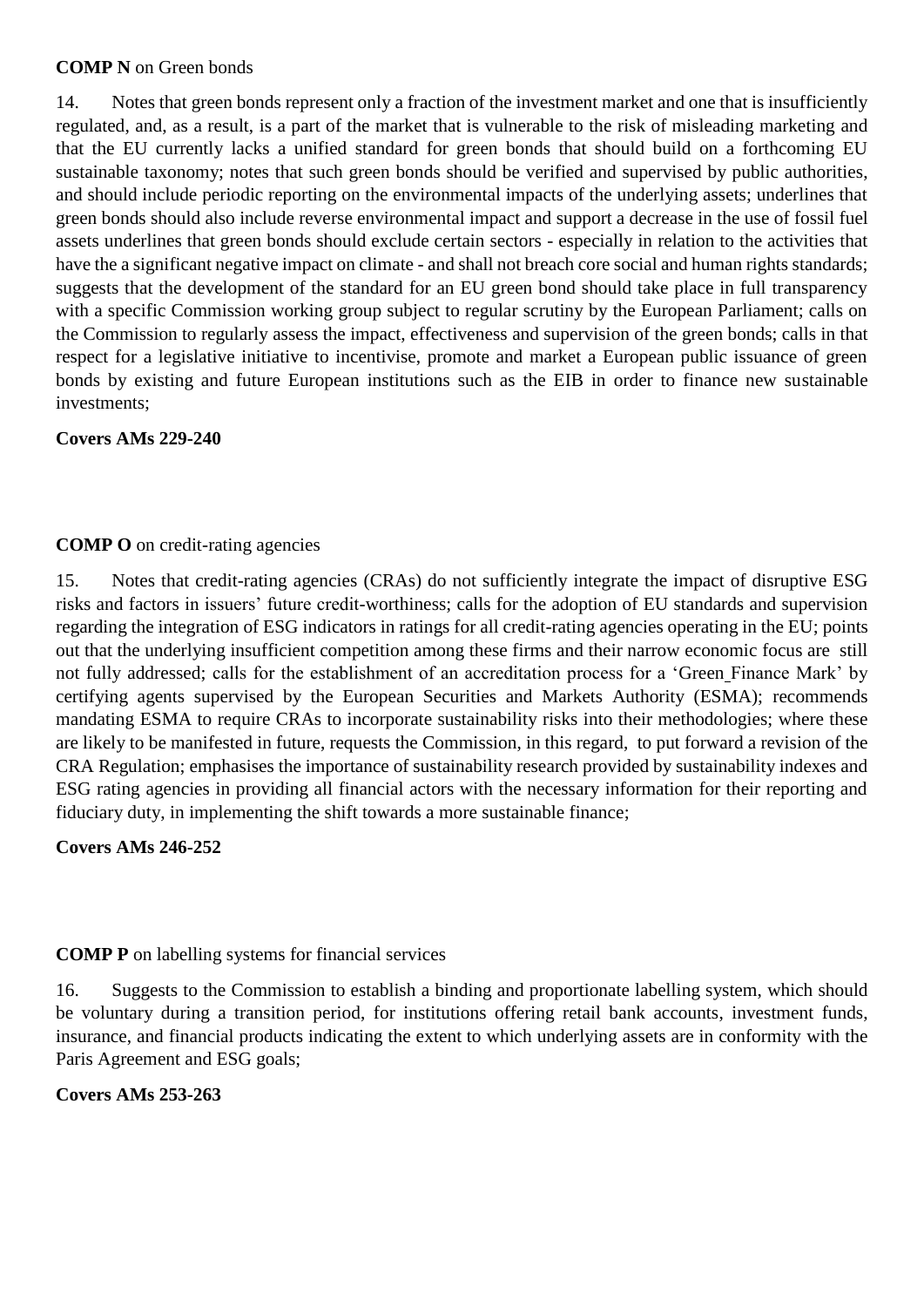**COMP N** on Green bonds

14. Notes that green bonds represent only a fraction of the investment market and one that is insufficiently regulated, and, as a result, is a part of the market that is vulnerable to the risk of misleading marketing and that the EU currently lacks a unified standard for green bonds that should build on a forthcoming EU sustainable taxonomy; notes that such green bonds should be verified and supervised by public authorities, and should include periodic reporting on the environmental impacts of the underlying assets; underlines that green bonds should also include reverse environmental impact and support a decrease in the use of fossil fuel assets underlines that green bonds should exclude certain sectors - especially in relation to the activities that have the a significant negative impact on climate - and shall not breach core social and human rights standards; suggests that the development of the standard for an EU green bond should take place in full transparency with a specific Commission working group subject to regular scrutiny by the European Parliament; calls on the Commission to regularly assess the impact, effectiveness and supervision of the green bonds; calls in that respect for a legislative initiative to incentivise, promote and market a European public issuance of green bonds by existing and future European institutions such as the EIB in order to finance new sustainable investments;

**Covers AMs 229-240**

**COMP O** on credit-rating agencies

15. Notes that credit-rating agencies (CRAs) do not sufficiently integrate the impact of disruptive ESG risks and factors in issuers' future credit-worthiness; calls for the adoption of EU standards and supervision regarding the integration of ESG indicators in ratings for all credit-rating agencies operating in the EU; points out that the underlying insufficient competition among these firms and their narrow economic focus are still not fully addressed; calls for the establishment of an accreditation process for a 'Green Finance Mark' by certifying agents supervised by the European Securities and Markets Authority (ESMA); recommends mandating ESMA to require CRAs to incorporate sustainability risks into their methodologies; where these are likely to be manifested in future, requests the Commission, in this regard, to put forward a revision of the CRA Regulation; emphasises the importance of sustainability research provided by sustainability indexes and ESG rating agencies in providing all financial actors with the necessary information for their reporting and fiduciary duty, in implementing the shift towards a more sustainable finance;

**Covers AMs 246-252**

**COMP P** on labelling systems for financial services

16. Suggests to the Commission to establish a binding and proportionate labelling system, which should be voluntary during a transition period, for institutions offering retail bank accounts, investment funds, insurance, and financial products indicating the extent to which underlying assets are in conformity with the Paris Agreement and ESG goals;

**Covers AMs 253-263**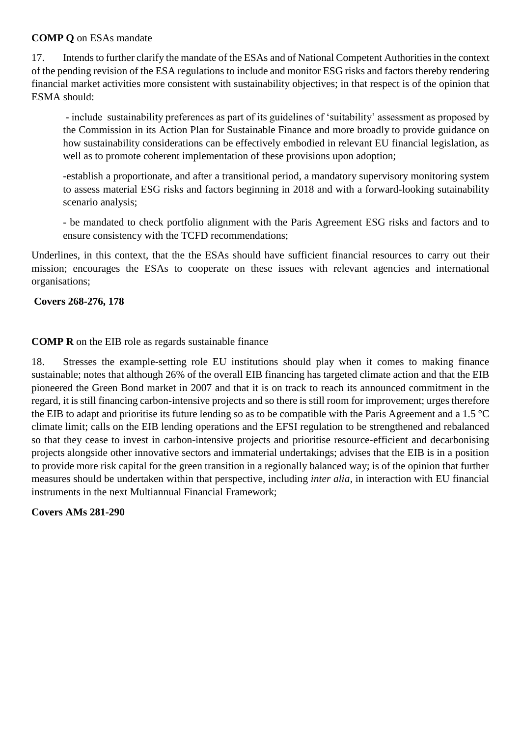**COMP Q** on ESAs mandate

17. Intends to further clarify the mandate of the ESAs and of National Competent Authorities in the context of the pending revision of the ESA regulations to include and monitor ESG risks and factors thereby rendering financial market activities more consistent with sustainability objectives; in that respect is of the opinion that ESMA should:

- include sustainability preferences as part of its guidelines of 'suitability' assessment as proposed by the Commission in its Action Plan for Sustainable Finance and more broadly to provide guidance on how sustainability considerations can be effectively embodied in relevant EU financial legislation, as well as to promote coherent implementation of these provisions upon adoption;

- establish a proportionate, and after a transitional period, a mandatory supervisory monitoring system to assess material ESG risks and factors beginning in 2018 and with a forward-looking sutainability scenario analysis;

- be mandated to check portfolio alignment with the Paris Agreement ESG risks and factors and to ensure consistency with the TCFD recommendations;

Underlines, in this context, that the the ESAs should have sufficient financial resources to carry out their mission; encourages the ESAs to cooperate on these issues with relevant agencies and international organisations;

**Covers 268-276, 178**

**COMP R** on the EIB role as regards sustainable finance

18. Stresses the example-setting role EU institutions should play when it comes to making finance sustainable; notes that although 26% of the overall EIB financing has targeted climate action and that the EIB pioneered the Green Bond market in 2007 and that it is on track to reach its announced commitment in the regard, it is still financing carbon-intensive projects and so there is still room for improvement; urges therefore the EIB to adapt and prioritise its future lending so as to be compatible with the Paris Agreement and a 1.5 °C climate limit; calls on the EIB lending operations and the EFSI regulation to be strengthened and rebalanced so that they cease to invest in carbon-intensive projects and prioritise resource-efficient and decarbonising projects alongside other innovative sectors and immaterial undertakings; advises that the EIB is in a position to provide more risk capital for the green transition in a regionally balanced way; is of the opinion that further measures should be undertaken within that perspective, including *inter alia*, in interaction with EU financial instruments in the next Multiannual Financial Framework;

**Covers AMs 281-290**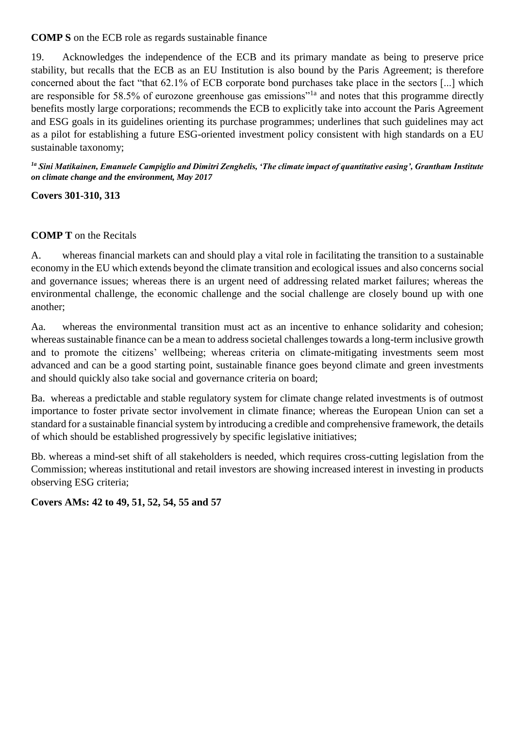**COMP S** on the ECB role as regards sustainable finance

19. Acknowledges the independence of the ECB and its primary mandate as being to preserve price stability, but recalls that the ECB as an EU Institution is also bound by the Paris Agreement; is therefore concerned about the fact "that 62.1% of ECB corporate bond purchases take place in the sectors [...] which are responsible for 58.5% of eurozone greenhouse gas emissions"[1a] and notes that this programme directly benefits mostly large corporations; recommends the ECB to explicitly take into account the Paris Agreement and ESG goals in its guidelines orienting its purchase programmes; underlines that such guidelines may act as a pilot for establishing a future ESG-oriented investment policy consistent with high standards on a EU sustainable taxonomy;

***[1a] Sini Matikainen, Emanuele Campiglio and Dimitri Zenghelis, 'The climate impact of quantitative easing', Grantham Institute on climate change and the environment, May 2017***

**Covers 301-310, 313**

**COMP T** on the Recitals

A. whereas financial markets can and should play a vital role in facilitating the transition to a sustainable economy in the EU which extends beyond the climate transition and ecological issues and also concerns social and governance issues; whereas there is an urgent need of addressing related market failures; whereas the environmental challenge, the economic challenge and the social challenge are closely bound up with one another;

Aa. whereas the environmental transition must act as an incentive to enhance solidarity and cohesion; whereas sustainable finance can be a mean to address societal challenges towards a long-term inclusive growth and to promote the citizens' wellbeing; whereas criteria on climate-mitigating investments seem most advanced and can be a good starting point, sustainable finance goes beyond climate and green investments and should quickly also take social and governance criteria on board;

Ba. whereas a predictable and stable regulatory system for climate change related investments is of outmost importance to foster private sector involvement in climate finance; whereas the European Union can set a standard for a sustainable financial system by introducing a credible and comprehensive framework, the details of which should be established progressively by specific legislative initiatives;

Bb. whereas a mind-set shift of all stakeholders is needed, which requires cross-cutting legislation from the Commission; whereas institutional and retail investors are showing increased interest in investing in products observing ESG criteria;

**Covers AMs: 42 to 49, 51, 52, 54, 55 and 57**